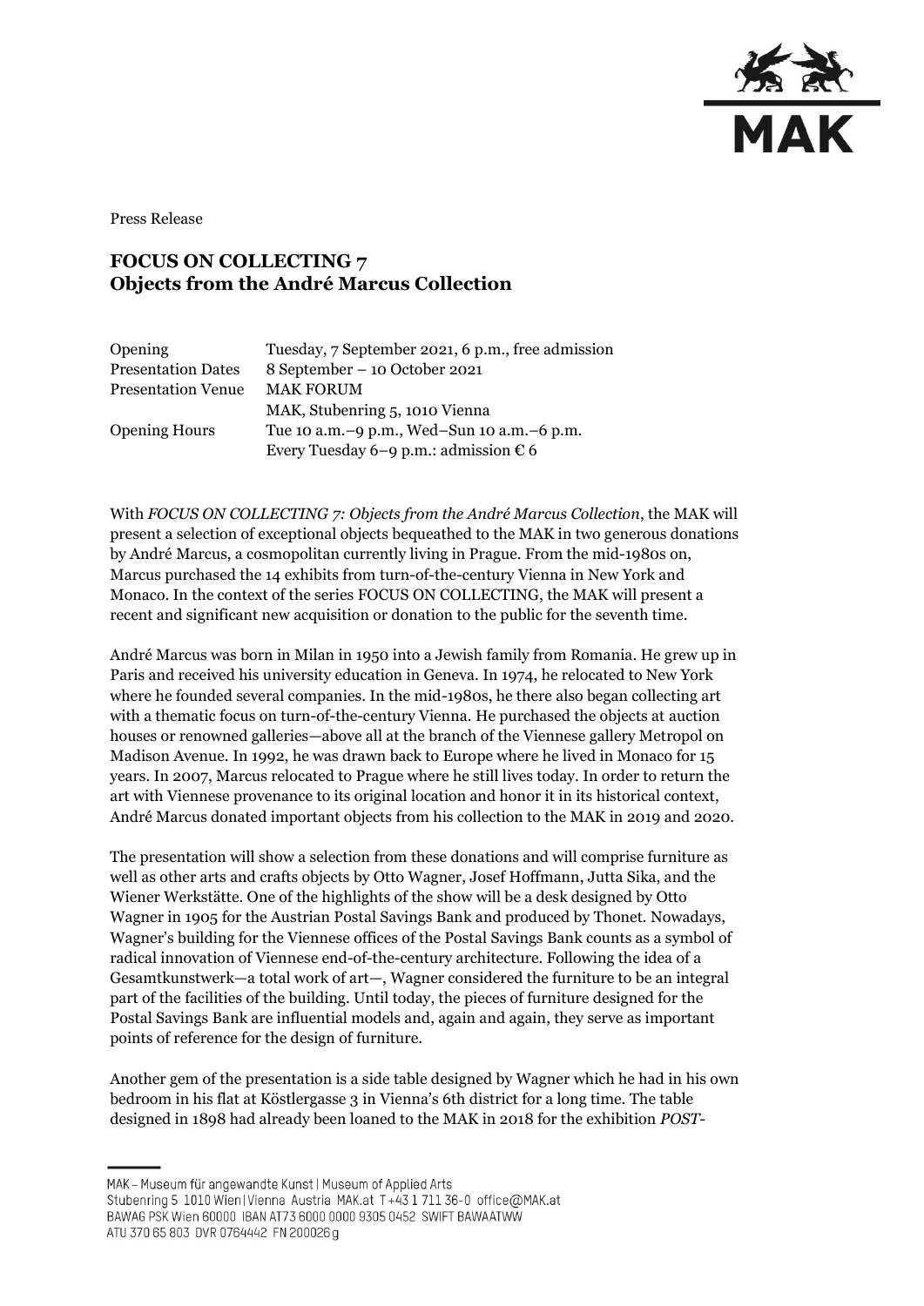Press Release

# FOCUS ON COLLECTING 7
# Objects from the André Marcus Collection

| | |
|---|---|
| Opening | Tuesday, 7 September 2021, 6 p.m., free admission |
| Presentation Dates | 8 September – 10 October 2021 |
| Presentation Venue | MAK FORUM<br>MAK, Stubenring 5, 1010 Vienna |
| Opening Hours | Tue 10 a.m.–9 p.m., Wed–Sun 10 a.m.–6 p.m.<br>Every Tuesday 6–9 p.m.: admission € 6 |

With *FOCUS ON COLLECTING 7: Objects from the André Marcus Collection*, the MAK will present a selection of exceptional objects bequeathed to the MAK in two generous donations by André Marcus, a cosmopolitan currently living in Prague. From the mid-1980s on, Marcus purchased the 14 exhibits from turn-of-the-century Vienna in New York and Monaco. In the context of the series FOCUS ON COLLECTING, the MAK will present a recent and significant new acquisition or donation to the public for the seventh time.

André Marcus was born in Milan in 1950 into a Jewish family from Romania. He grew up in Paris and received his university education in Geneva. In 1974, he relocated to New York where he founded several companies. In the mid-1980s, he there also began collecting art with a thematic focus on turn-of-the-century Vienna. He purchased the objects at auction houses or renowned galleries—above all at the branch of the Viennese gallery Metropol on Madison Avenue. In 1992, he was drawn back to Europe where he lived in Monaco for 15 years. In 2007, Marcus relocated to Prague where he still lives today. In order to return the art with Viennese provenance to its original location and honor it in its historical context, André Marcus donated important objects from his collection to the MAK in 2019 and 2020.

The presentation will show a selection from these donations and will comprise furniture as well as other arts and crafts objects by Otto Wagner, Josef Hoffmann, Jutta Sika, and the Wiener Werkstätte. One of the highlights of the show will be a desk designed by Otto Wagner in 1905 for the Austrian Postal Savings Bank and produced by Thonet. Nowadays, Wagner's building for the Viennese offices of the Postal Savings Bank counts as a symbol of radical innovation of Viennese end-of-the-century architecture. Following the idea of a Gesamtkunstwerk—a total work of art—, Wagner considered the furniture to be an integral part of the facilities of the building. Until today, the pieces of furniture designed for the Postal Savings Bank are influential models and, again and again, they serve as important points of reference for the design of furniture.

Another gem of the presentation is a side table designed by Wagner which he had in his own bedroom in his flat at Köstlergasse 3 in Vienna's 6th district for a long time. The table designed in 1898 had already been loaned to the MAK in 2018 for the exhibition *POST-*

MAK – Museum für angewandte Kunst | Museum of Applied Arts
Stubenring 5 1010 Wien | Vienna Austria MAK.at T +43 1 711 36-0 office@MAK.at
BAWAG PSK Wien 60000 IBAN AT73 6000 0000 9305 0452 SWIFT BAWAATWW
ATU 370 65 803 DVR 0764442 FN 200026 g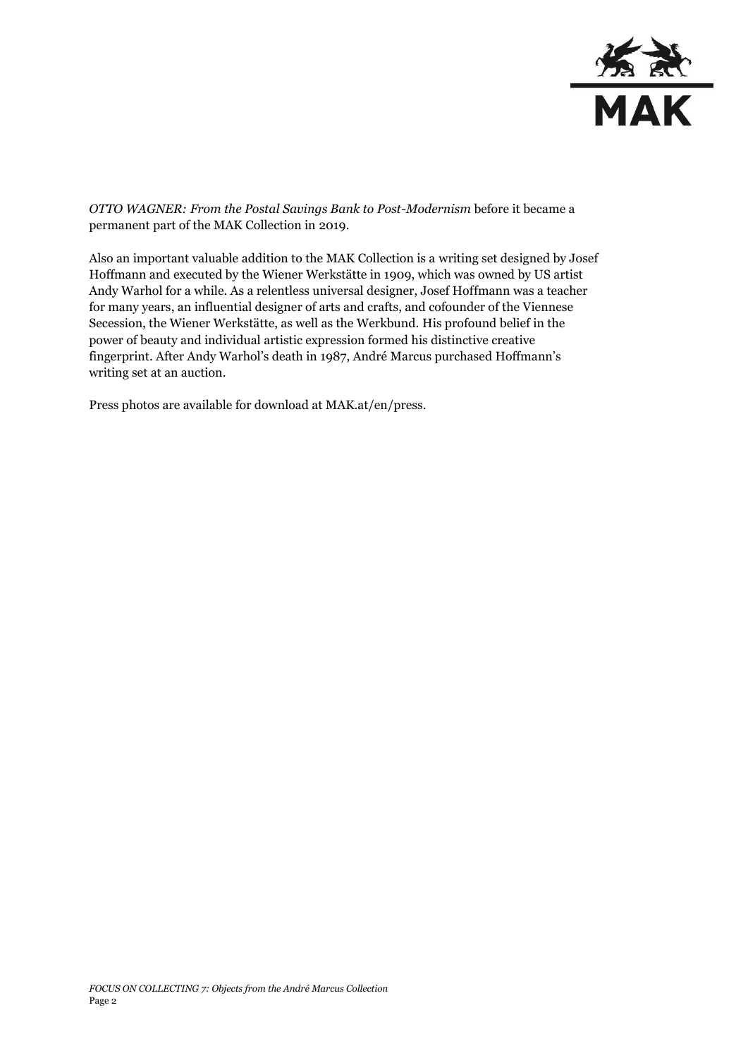*OTTO WAGNER: From the Postal Savings Bank to Post-Modernism* before it became a permanent part of the MAK Collection in 2019.

Also an important valuable addition to the MAK Collection is a writing set designed by Josef Hoffmann and executed by the Wiener Werkstätte in 1909, which was owned by US artist Andy Warhol for a while. As a relentless universal designer, Josef Hoffmann was a teacher for many years, an influential designer of arts and crafts, and cofounder of the Viennese Secession, the Wiener Werkstätte, as well as the Werkbund. His profound belief in the power of beauty and individual artistic expression formed his distinctive creative fingerprint. After Andy Warhol's death in 1987, André Marcus purchased Hoffmann's writing set at an auction.

Press photos are available for download at MAK.at/en/press.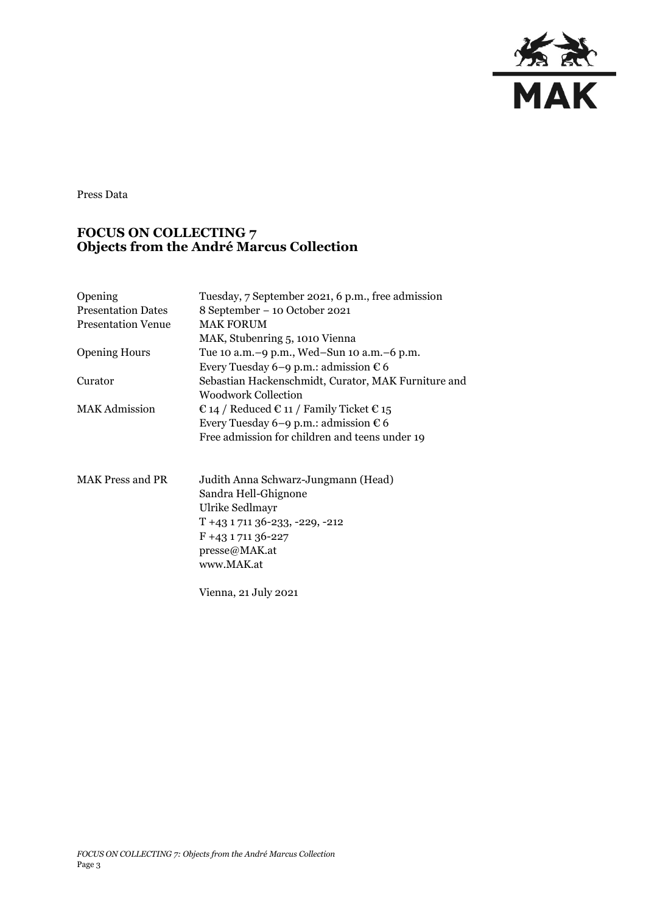Press Data

## FOCUS ON COLLECTING 7
## Objects from the André Marcus Collection

| | |
|---|---|
| Opening | Tuesday, 7 September 2021, 6 p.m., free admission |
| Presentation Dates | 8 September – 10 October 2021 |
| Presentation Venue | MAK FORUM<br>MAK, Stubenring 5, 1010 Vienna |
| Opening Hours | Tue 10 a.m.–9 p.m., Wed–Sun 10 a.m.–6 p.m.<br>Every Tuesday 6–9 p.m.: admission € 6 |
| Curator | Sebastian Hackenschmidt, Curator, MAK Furniture and Woodwork Collection |
| MAK Admission | € 14 / Reduced € 11 / Family Ticket € 15<br>Every Tuesday 6–9 p.m.: admission € 6<br>Free admission for children and teens under 19 |
| MAK Press and PR | Judith Anna Schwarz-Jungmann (Head)<br>Sandra Hell-Ghignone<br>Ulrike Sedlmayr<br>T +43 1 711 36-233, -229, -212<br>F +43 1 711 36-227<br>presse@MAK.at<br>www.MAK.at |

Vienna, 21 July 2021